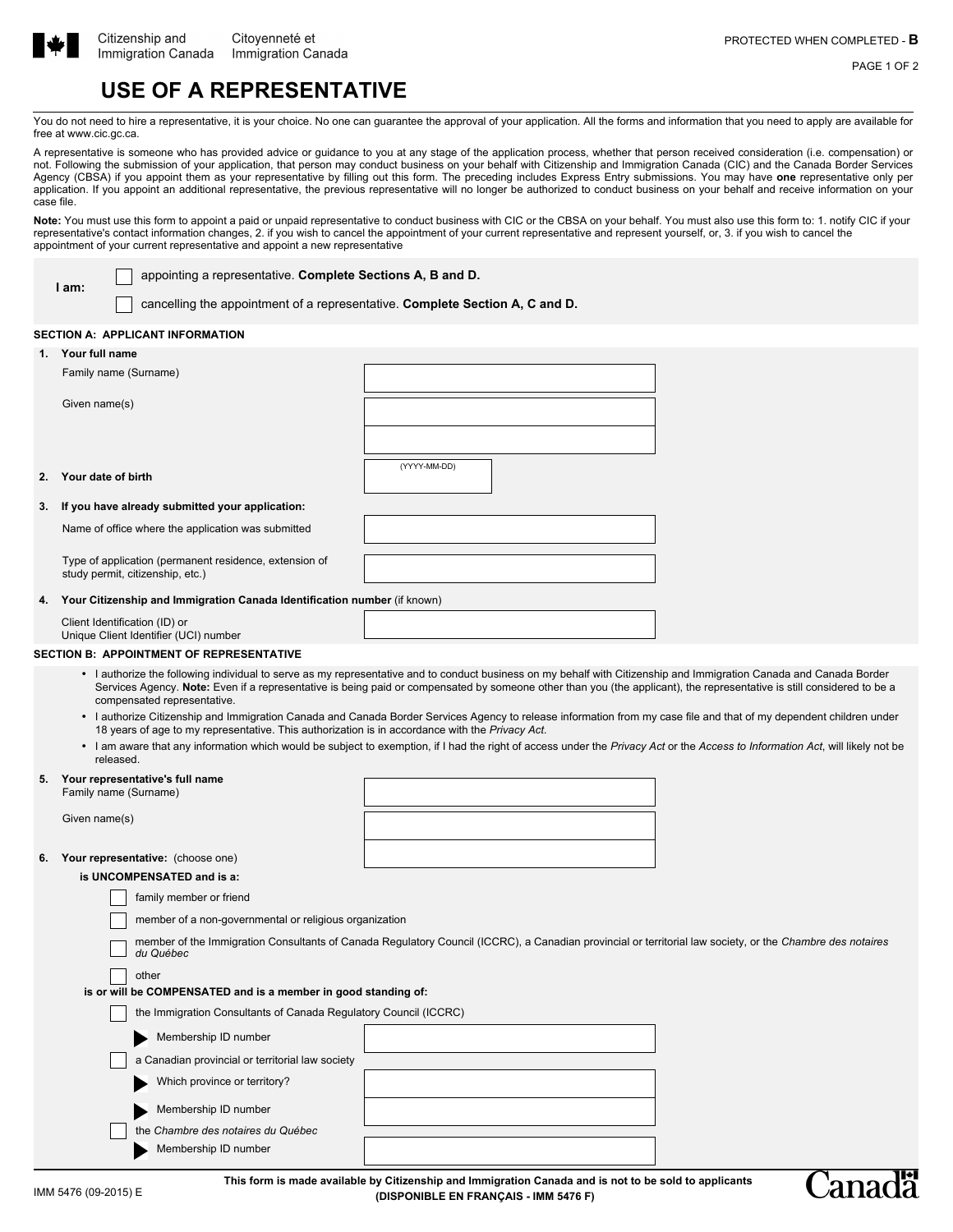Citizenship and Immigration Canada | Citoyenneté et Immigration Canada

PROTECTED WHEN COMPLETED - **B**

# USE OF A REPRESENTATIVE

You do not need to hire a representative, it is your choice. No one can guarantee the approval of your application. All the forms and information that you need to apply are available for free at www.cic.gc.ca.

A representative is someone who has provided advice or guidance to you at any stage of the application process, whether that person received consideration (i.e. compensation) or not. Following the submission of your application, that person may conduct business on your behalf with Citizenship and Immigration Canada (CIC) and the Canada Border Services Agency (CBSA) if you appoint them as your representative by filling out this form. The preceding includes Express Entry submissions. You may have **one** representative only per application. If you appoint an additional representative, the previous representative will no longer be authorized to conduct business on your behalf and receive information on your case file.

**Note:** You must use this form to appoint a paid or unpaid representative to conduct business with CIC or the CBSA on your behalf. You must also use this form to: 1. notify CIC if your representative's contact information changes, 2. if you wish to cancel the appointment of your current representative and represent yourself, or, 3. if you wish to cancel the appointment of your current representative and appoint a new representative

**I am:**

- ☐ appointing a representative. **Complete Sections A, B and D.**
- ☐ cancelling the appointment of a representative. **Complete Section A, C and D.**

## SECTION A: APPLICANT INFORMATION

**1. Your full name**

Family name (Surname) ______

Given name(s) ______

**2. Your date of birth** (YYYY-MM-DD) ______

**3. If you have already submitted your application:**

Name of office where the application was submitted ______

Type of application (permanent residence, extension of study permit, citizenship, etc.) ______

**4. Your Citizenship and Immigration Canada Identification number** (if known)

Client Identification (ID) or Unique Client Identifier (UCI) number ______

## SECTION B: APPOINTMENT OF REPRESENTATIVE

- I authorize the following individual to serve as my representative and to conduct business on my behalf with Citizenship and Immigration Canada and Canada Border Services Agency. **Note:** Even if a representative is being paid or compensated by someone other than you (the applicant), the representative is still considered to be a compensated representative.
- I authorize Citizenship and Immigration Canada and Canada Border Services Agency to release information from my case file and that of my dependent children under 18 years of age to my representative. This authorization is in accordance with the *Privacy Act*.
- I am aware that any information which would be subject to exemption, if I had the right of access under the *Privacy Act* or the *Access to Information Act*, will likely not be released.

**5. Your representative's full name**

Family name (Surname) ______

Given name(s) ______

**6. Your representative:** (choose one)

**is UNCOMPENSATED and is a:**

- ☐ family member or friend
- ☐ member of a non-governmental or religious organization
- ☐ member of the Immigration Consultants of Canada Regulatory Council (ICCRC), a Canadian provincial or territorial law society, or the *Chambre des notaires du Québec*
- ☐ other

**is or will be COMPENSATED and is a member in good standing of:**

- ☐ the Immigration Consultants of Canada Regulatory Council (ICCRC)
  - Membership ID number ______
- ☐ a Canadian provincial or territorial law society
  - Which province or territory? ______
  - Membership ID number ______
- ☐ the *Chambre des notaires du Québec*
  - Membership ID number ______

IMM 5476 (09-2015) E

**This form is made available by Citizenship and Immigration Canada and is not to be sold to applicants**
**(DISPONIBLE EN FRANÇAIS - IMM 5476 F)**

Canada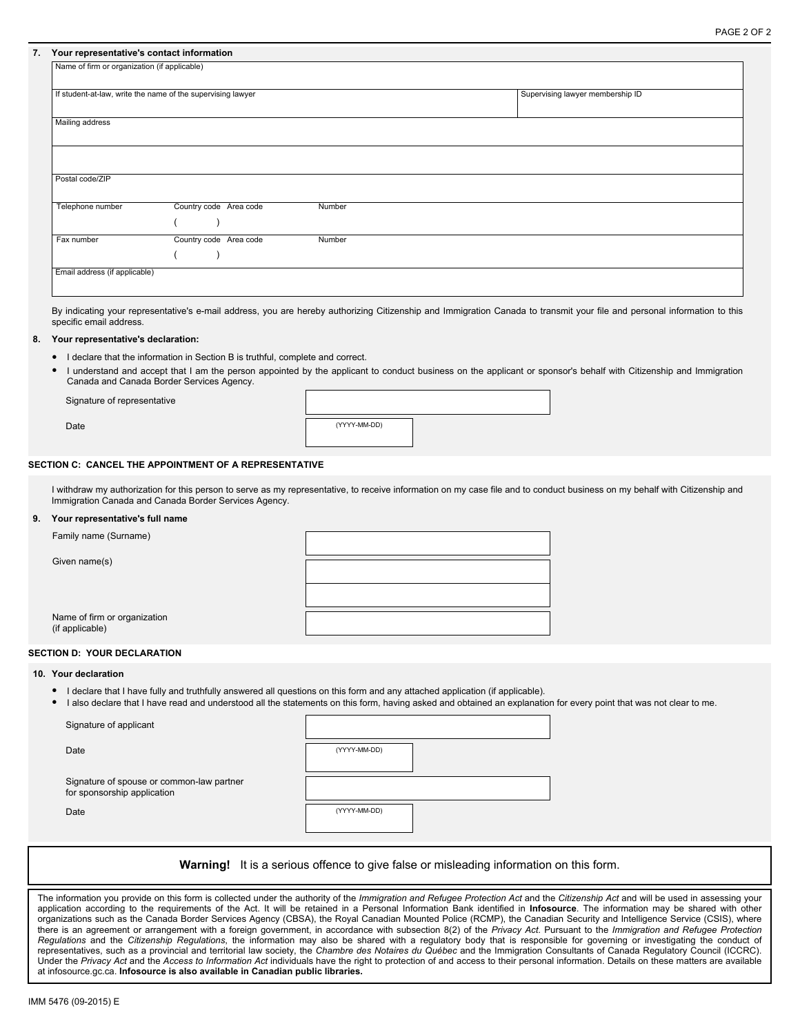**7. Your representative's contact information**

Name of firm or organization (if applicable)

| If student-at-law, write the name of the supervising lawyer | Supervising lawyer membership ID |
|---|---|
| | |

Mailing address

Postal code/ZIP

| | Country code | Area code | Number |
|---|---|---|---|
| Telephone number | ( | ) | |
| Fax number | ( | ) | |

Email address (if applicable)

By indicating your representative's e-mail address, you are hereby authorizing Citizenship and Immigration Canada to transmit your file and personal information to this specific email address.

**8. Your representative's declaration:**

- I declare that the information in Section B is truthful, complete and correct.
- I understand and accept that I am the person appointed by the applicant to conduct business on the applicant or sponsor's behalf with Citizenship and Immigration Canada and Canada Border Services Agency.

Signature of representative

Date (YYYY-MM-DD)

## SECTION C: CANCEL THE APPOINTMENT OF A REPRESENTATIVE

I withdraw my authorization for this person to serve as my representative, to receive information on my case file and to conduct business on my behalf with Citizenship and Immigration Canada and Canada Border Services Agency.

**9. Your representative's full name**

Family name (Surname)

Given name(s)

Name of firm or organization (if applicable)

## SECTION D: YOUR DECLARATION

**10. Your declaration**

- I declare that I have fully and truthfully answered all questions on this form and any attached application (if applicable).
- I also declare that I have read and understood all the statements on this form, having asked and obtained an explanation for every point that was not clear to me.

Signature of applicant

Date (YYYY-MM-DD)

Signature of spouse or common-law partner for sponsorship application

Date (YYYY-MM-DD)

**Warning!** It is a serious offence to give false or misleading information on this form.

The information you provide on this form is collected under the authority of the *Immigration and Refugee Protection Act* and the *Citizenship Act* and will be used in assessing your application according to the requirements of the Act. It will be retained in a Personal Information Bank identified in **Infosource**. The information may be shared with other organizations such as the Canada Border Services Agency (CBSA), the Royal Canadian Mounted Police (RCMP), the Canadian Security and Intelligence Service (CSIS), where there is an agreement or arrangement with a foreign government, in accordance with subsection 8(2) of the *Privacy Act*. Pursuant to the *Immigration and Refugee Protection Regulations* and the *Citizenship Regulations*, the information may also be shared with a regulatory body that is responsible for governing or investigating the conduct of representatives, such as a provincial and territorial law society, the *Chambre des Notaires du Québec* and the Immigration Consultants of Canada Regulatory Council (ICCRC). Under the *Privacy Act* and the *Access to Information Act* individuals have the right to protection of and access to their personal information. Details on these matters are available at infosource.gc.ca. **Infosource is also available in Canadian public libraries.**

IMM 5476 (09-2015) E